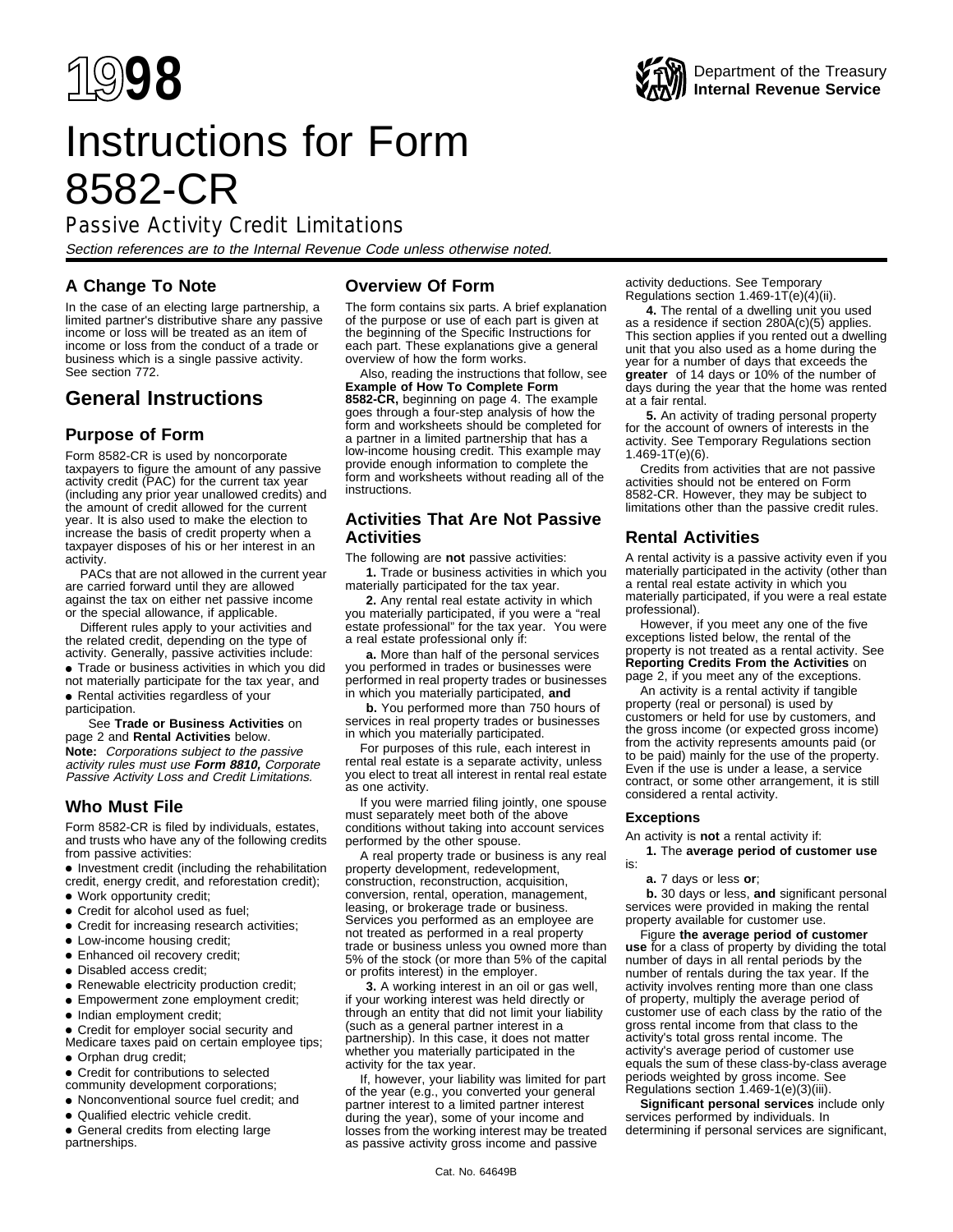# 1998

Department of the Treasury
**Internal Revenue Service**

# Instructions for Form 8582-CR

## Passive Activity Credit Limitations

*Section references are to the Internal Revenue Code unless otherwise noted.*

### A Change To Note

In the case of an electing large partnership, a limited partner's distributive share any passive income or loss will be treated as an item of income or loss from the conduct of a trade or business which is a single passive activity. See section 772.

## General Instructions

### Purpose of Form

Form 8582-CR is used by noncorporate taxpayers to figure the amount of any passive activity credit (PAC) for the current tax year (including any prior year unallowed credits) and the amount of credit allowed for the current year. It is also used to make the election to increase the basis of credit property when a taxpayer disposes of his or her interest in an activity.

PACs that are not allowed in the current year are carried forward until they are allowed against the tax on either net passive income or the special allowance, if applicable.

Different rules apply to your activities and the related credit, depending on the type of activity. Generally, passive activities include:

- Trade or business activities in which you did not materially participate for the tax year, and
- Rental activities regardless of your participation.

See **Trade or Business Activities** on page 2 and **Rental Activities** below.

**Note:** *Corporations subject to the passive activity rules must use **Form 8810,** Corporate Passive Activity Loss and Credit Limitations.*

### Who Must File

Form 8582-CR is filed by individuals, estates, and trusts who have any of the following credits from passive activities:

- Investment credit (including the rehabilitation credit, energy credit, and reforestation credit);
- Work opportunity credit;
- Credit for alcohol used as fuel;
- Credit for increasing research activities;
- Low-income housing credit;
- Enhanced oil recovery credit;
- Disabled access credit;
- Renewable electricity production credit;
- Empowerment zone employment credit;
- Indian employment credit;
- Credit for employer social security and Medicare taxes paid on certain employee tips;
- Orphan drug credit;
- Credit for contributions to selected community development corporations;
- Nonconventional source fuel credit; and
- Qualified electric vehicle credit.
- General credits from electing large partnerships.

### Overview Of Form

The form contains six parts. A brief explanation of the purpose or use of each part is given at the beginning of the Specific Instructions for each part. These explanations give a general overview of how the form works.

Also, reading the instructions that follow, see **Example of How To Complete Form 8582-CR,** beginning on page 4. The example goes through a four-step analysis of how the form and worksheets should be completed for a partner in a limited partnership that has a low-income housing credit. This example may provide enough information to complete the form and worksheets without reading all of the instructions.

### Activities That Are Not Passive Activities

The following are **not** passive activities:

**1.** Trade or business activities in which you materially participated for the tax year.

**2.** Any rental real estate activity in which you materially participated, if you were a "real estate professional" for the tax year. You were a real estate professional only if:

**a.** More than half of the personal services you performed in trades or businesses were performed in real property trades or businesses in which you materially participated, **and**

**b.** You performed more than 750 hours of services in real property trades or businesses in which you materially participated.

For purposes of this rule, each interest in rental real estate is a separate activity, unless you elect to treat all interest in rental real estate as one activity.

If you were married filing jointly, one spouse must separately meet both of the above conditions without taking into account services performed by the other spouse.

A real property trade or business is any real property development, redevelopment, construction, reconstruction, acquisition, conversion, rental, operation, management, leasing, or brokerage trade or business. Services you performed as an employee are not treated as performed in a real property trade or business unless you owned more than 5% of the stock (or more than 5% of the capital or profits interest) in the employer.

**3.** A working interest in an oil or gas well, if your working interest was held directly or through an entity that did not limit your liability (such as a general partner interest in a partnership). In this case, it does not matter whether you materially participated in the activity for the tax year.

If, however, your liability was limited for part of the year (e.g., you converted your general partner interest to a limited partner interest during the year), some of your income and losses from the working interest may be treated as passive activity gross income and passive activity deductions. See Temporary Regulations section 1.469-1T(e)(4)(ii).

**4.** The rental of a dwelling unit you used as a residence if section 280A(c)(5) applies. This section applies if you rented out a dwelling unit that you also used as a home during the year for a number of days that exceeds the **greater** of 14 days or 10% of the number of days during the year that the home was rented at a fair rental.

**5.** An activity of trading personal property for the account of owners of interests in the activity. See Temporary Regulations section 1.469-1T(e)(6).

Credits from activities that are not passive activities should not be entered on Form 8582-CR. However, they may be subject to limitations other than the passive credit rules.

### Rental Activities

A rental activity is a passive activity even if you materially participated in the activity (other than a rental real estate activity in which you materially participated, if you were a real estate professional).

However, if you meet any one of the five exceptions listed below, the rental of the property is not treated as a rental activity. See **Reporting Credits From the Activities** on page 2, if you meet any of the exceptions.

An activity is a rental activity if tangible property (real or personal) is used by customers or held for use by customers, and the gross income (or expected gross income) from the activity represents amounts paid (or to be paid) mainly for the use of the property. Even if the use is under a lease, a service contract, or some other arrangement, it is still considered a rental activity.

#### Exceptions

An activity is **not** a rental activity if:

**1.** The **average period of customer use** is:

**a.** 7 days or less **or**;

**b.** 30 days or less, **and** significant personal services were provided in making the rental property available for customer use.

Figure **the average period of customer use** for a class of property by dividing the total number of days in all rental periods by the number of rentals during the tax year. If the activity involves renting more than one class of property, multiply the average period of customer use of each class by the ratio of the gross rental income from that class to the activity's total gross rental income. The activity's average period of customer use equals the sum of these class-by-class average periods weighted by gross income. See Regulations section 1.469-1(e)(3)(iii).

**Significant personal services** include only services performed by individuals. In determining if personal services are significant,

Cat. No. 64649B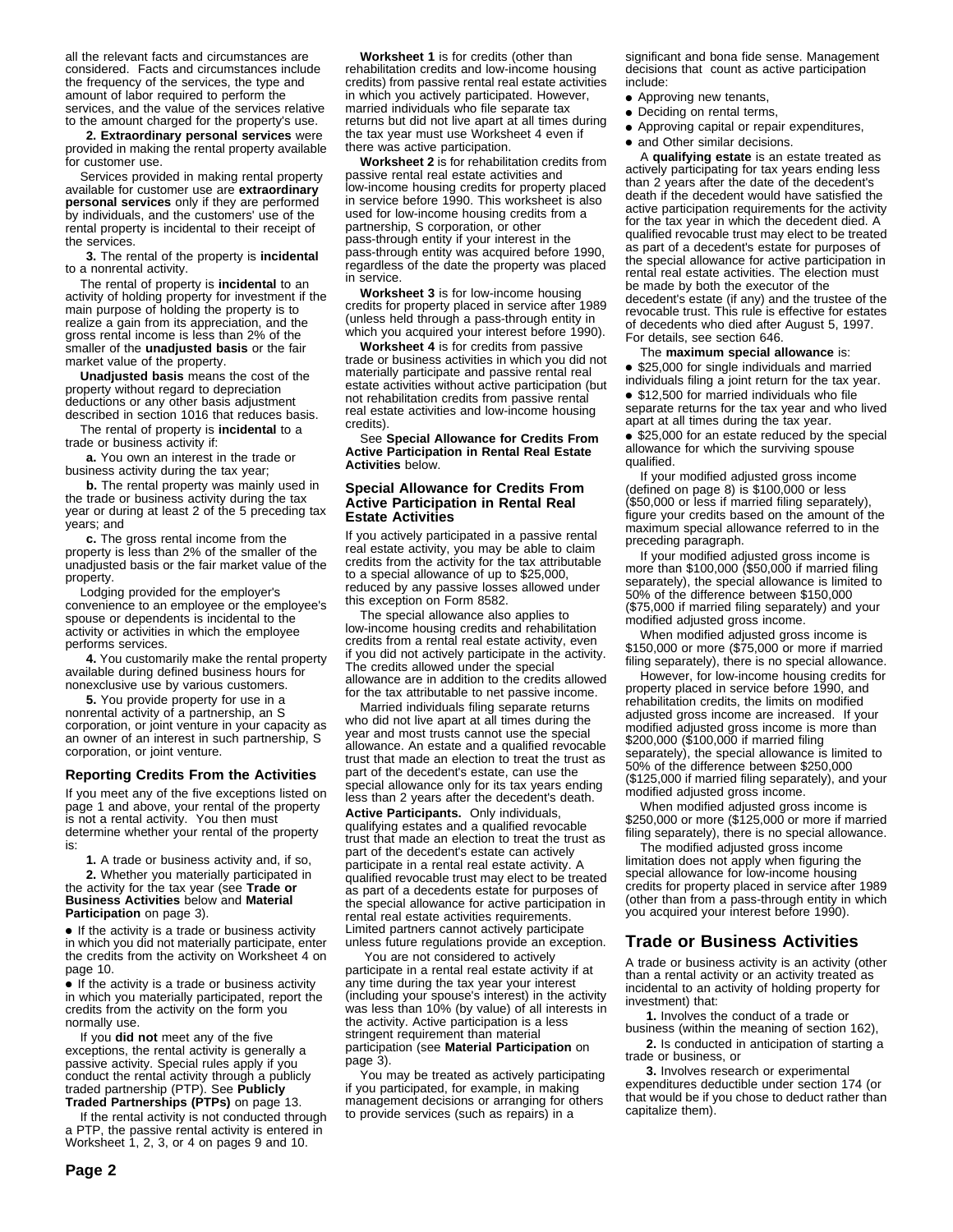all the relevant facts and circumstances are considered. Facts and circumstances include the frequency of the services, the type and amount of labor required to perform the services, and the value of the services relative to the amount charged for the property's use.

**2. Extraordinary personal services** were provided in making the rental property available for customer use.

Services provided in making rental property available for customer use are **extraordinary personal services** only if they are performed by individuals, and the customers' use of the rental property is incidental to their receipt of the services.

**3.** The rental of the property is **incidental** to a nonrental activity.

The rental of property is **incidental** to an activity of holding property for investment if the main purpose of holding the property is to realize a gain from its appreciation, and the gross rental income is less than 2% of the smaller of the **unadjusted basis** or the fair market value of the property.

**Unadjusted basis** means the cost of the property without regard to depreciation deductions or any other basis adjustment described in section 1016 that reduces basis.

The rental of property is **incidental** to a trade or business activity if:

**a.** You own an interest in the trade or business activity during the tax year;

**b.** The rental property was mainly used in the trade or business activity during the tax year or during at least 2 of the 5 preceding tax years; and

**c.** The gross rental income from the property is less than 2% of the smaller of the unadjusted basis or the fair market value of the property.

Lodging provided for the employer's convenience to an employee or the employee's spouse or dependents is incidental to the activity or activities in which the employee performs services.

**4.** You customarily make the rental property available during defined business hours for nonexclusive use by various customers.

**5.** You provide property for use in a nonrental activity of a partnership, an S corporation, or joint venture in your capacity as an owner of an interest in such partnership, S corporation, or joint venture.

### Reporting Credits From the Activities

If you meet any of the five exceptions listed on page 1 and above, your rental of the property is not a rental activity. You then must determine whether your rental of the property is:

**1.** A trade or business activity and, if so,

**2.** Whether you materially participated in the activity for the tax year (see **Trade or Business Activities** below and **Material Participation** on page 3).

- If the activity is a trade or business activity in which you did not materially participate, enter the credits from the activity on Worksheet 4 on page 10.
- If the activity is a trade or business activity in which you materially participated, report the credits from the activity on the form you normally use.

If you **did not** meet any of the five exceptions, the rental activity is generally a passive activity. Special rules apply if you conduct the rental activity through a publicly traded partnership (PTP). See **Publicly Traded Partnerships (PTPs)** on page 13.

If the rental activity is not conducted through a PTP, the passive rental activity is entered in Worksheet 1, 2, 3, or 4 on pages 9 and 10.

**Worksheet 1** is for credits (other than rehabilitation credits and low-income housing credits) from passive rental real estate activities in which you actively participated. However, married individuals who file separate tax returns but did not live apart at all times during the tax year must use Worksheet 4 even if there was active participation.

**Worksheet 2** is for rehabilitation credits from passive rental real estate activities and low-income housing credits for property placed in service before 1990. This worksheet is also used for low-income housing credits from a partnership, S corporation, or other pass-through entity if your interest in the pass-through entity was acquired before 1990, regardless of the date the property was placed in service.

**Worksheet 3** is for low-income housing credits for property placed in service after 1989 (unless held through a pass-through entity in which you acquired your interest before 1990).

**Worksheet 4** is for credits from passive trade or business activities in which you did not materially participate and passive rental real estate activities without active participation (but not rehabilitation credits from passive rental real estate activities and low-income housing credits).

See **Special Allowance for Credits From Active Participation in Rental Real Estate Activities** below.

### Special Allowance for Credits From Active Participation in Rental Real Estate Activities

If you actively participated in a passive rental real estate activity, you may be able to claim credits from the activity for the tax attributable to a special allowance of up to $25,000, reduced by any passive losses allowed under this exception on Form 8582.

The special allowance also applies to low-income housing credits and rehabilitation credits from a rental real estate activity, even if you did not actively participate in the activity. The credits allowed under the special allowance are in addition to the credits allowed for the tax attributable to net passive income.

Married individuals filing separate returns who did not live apart at all times during the year and most trusts cannot use the special allowance. An estate and a qualified revocable trust that made an election to treat the trust as part of the decedent's estate, can use the special allowance only for its tax years ending less than 2 years after the decedent's death.

**Active Participants.** Only individuals, qualifying estates and a qualified revocable trust that made an election to treat the trust as part of the decedent's estate can actively participate in a rental real estate activity. A qualified revocable trust may elect to be treated as part of a decedents estate for purposes of the special allowance for active participation in rental real estate activities requirements. Limited partners cannot actively participate unless future regulations provide an exception.

You are not considered to actively participate in a rental real estate activity if at any time during the tax year your interest (including your spouse's interest) in the activity was less than 10% (by value) of all interests in the activity. Active participation is a less stringent requirement than material participation (see **Material Participation** on page 3).

You may be treated as actively participating if you participated, for example, in making management decisions or arranging for others to provide services (such as repairs) in a significant and bona fide sense. Management decisions that count as active participation include:

- Approving new tenants,
- Deciding on rental terms,
- Approving capital or repair expenditures,
- and Other similar decisions.

A **qualifying estate** is an estate treated as actively participating for tax years ending less than 2 years after the date of the decedent's death if the decedent would have satisfied the active participation requirements for the activity for the tax year in which the decedent died. A qualified revocable trust may elect to be treated as part of a decedent's estate for purposes of the special allowance for active participation in rental real estate activities. The election must be made by both the executor of the decedent's estate (if any) and the trustee of the revocable trust. This rule is effective for estates of decedents who died after August 5, 1997. For details, see section 646.

The **maximum special allowance** is:

- $25,000 for single individuals and married individuals filing a joint return for the tax year.
- $12,500 for married individuals who file separate returns for the tax year and who lived apart at all times during the tax year.
- $25,000 for an estate reduced by the special allowance for which the surviving spouse qualified.

If your modified adjusted gross income (defined on page 8) is $100,000 or less ($50,000 or less if married filing separately), figure your credits based on the amount of the maximum special allowance referred to in the preceding paragraph.

If your modified adjusted gross income is more than $100,000 ($50,000 if married filing separately), the special allowance is limited to 50% of the difference between $150,000 ($75,000 if married filing separately) and your modified adjusted gross income.

When modified adjusted gross income is $150,000 or more ($75,000 or more if married filing separately), there is no special allowance.

However, for low-income housing credits for property placed in service before 1990, and rehabilitation credits, the limits on modified adjusted gross income are increased. If your modified adjusted gross income is more than $200,000 ($100,000 if married filing separately), the special allowance is limited to 50% of the difference between $250,000 ($125,000 if married filing separately), and your modified adjusted gross income.

When modified adjusted gross income is $250,000 or more ($125,000 or more if married filing separately), there is no special allowance.

The modified adjusted gross income limitation does not apply when figuring the special allowance for low-income housing credits for property placed in service after 1989 (other than from a pass-through entity in which you acquired your interest before 1990).

## Trade or Business Activities

A trade or business activity is an activity (other than a rental activity or an activity treated as incidental to an activity of holding property for investment) that:

**1.** Involves the conduct of a trade or business (within the meaning of section 162),

**2.** Is conducted in anticipation of starting a trade or business, or

**3.** Involves research or experimental expenditures deductible under section 174 (or that would be if you chose to deduct rather than capitalize them).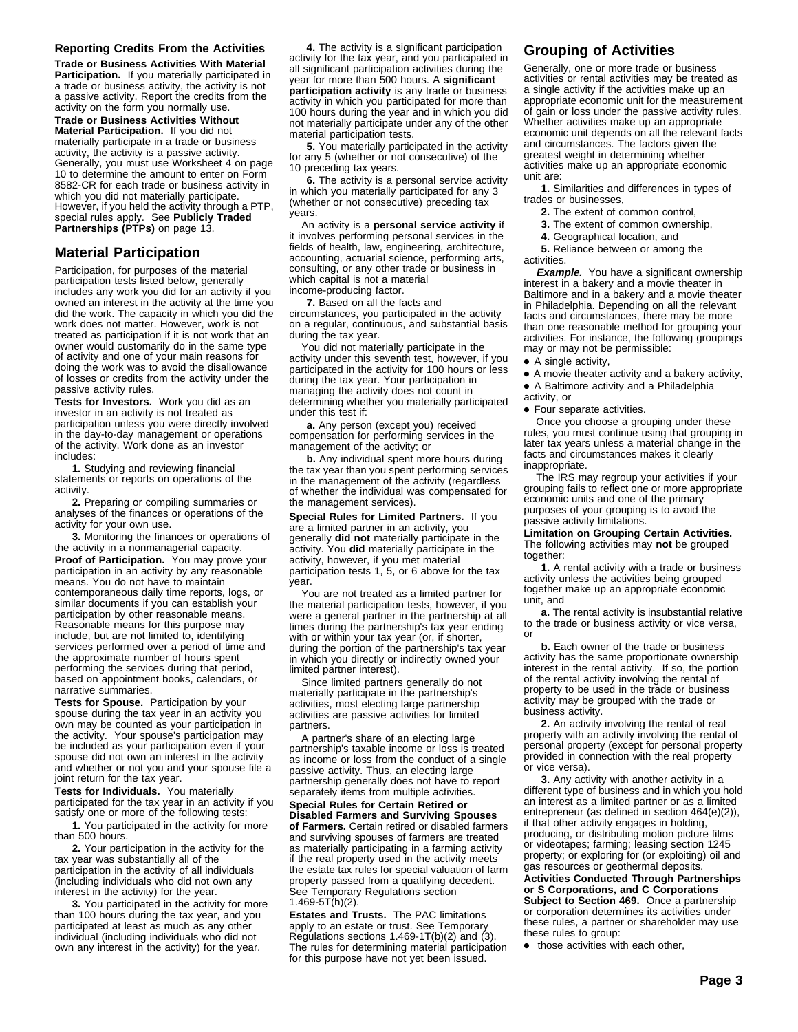### Reporting Credits From the Activities

**Trade or Business Activities With Material Participation.** If you materially participated in a trade or business activity, the activity is not a passive activity. Report the credits from the activity on the form you normally use.

**Trade or Business Activities Without Material Participation.** If you did not materially participate in a trade or business activity, the activity is a passive activity. Generally, you must use Worksheet 4 on page 10 to determine the amount to enter on Form 8582-CR for each trade or business activity in which you did not materially participate. However, if you held the activity through a PTP, special rules apply. See **Publicly Traded Partnerships (PTPs)** on page 13.

## Material Participation

Participation, for purposes of the material participation tests listed below, generally includes any work you did for an activity if you owned an interest in the activity at the time you did the work. The capacity in which you did the work does not matter. However, work is not treated as participation if it is not work that an owner would customarily do in the same type of activity and one of your main reasons for doing the work was to avoid the disallowance of losses or credits from the activity under the passive activity rules.

**Tests for Investors.** Work you did as an investor in an activity is not treated as participation unless you were directly involved in the day-to-day management or operations of the activity. Work done as an investor includes:

**1.** Studying and reviewing financial statements or reports on operations of the activity.

**2.** Preparing or compiling summaries or analyses of the finances or operations of the activity for your own use.

**3.** Monitoring the finances or operations of the activity in a nonmanagerial capacity.

**Proof of Participation.** You may prove your participation in an activity by any reasonable means. You do not have to maintain contemporaneous daily time reports, logs, or similar documents if you can establish your participation by other reasonable means. Reasonable means for this purpose may include, but are not limited to, identifying services performed over a period of time and the approximate number of hours spent performing the services during that period, based on appointment books, calendars, or narrative summaries.

**Tests for Spouse.** Participation by your spouse during the tax year in an activity you own may be counted as your participation in the activity. Your spouse's participation may be included as your participation even if your spouse did not own an interest in the activity and whether or not you and your spouse file a joint return for the tax year.

**Tests for Individuals.** You materially participated for the tax year in an activity if you satisfy one or more of the following tests:

**1.** You participated in the activity for more than 500 hours.

**2.** Your participation in the activity for the tax year was substantially all of the participation in the activity of all individuals (including individuals who did not own any interest in the activity) for the year.

**3.** You participated in the activity for more than 100 hours during the tax year, and you participated at least as much as any other individual (including individuals who did not own any interest in the activity) for the year.

**4.** The activity is a significant participation activity for the tax year, and you participated in all significant participation activities during the year for more than 500 hours. A **significant participation activity** is any trade or business activity in which you participated for more than 100 hours during the year and in which you did not materially participate under any of the other material participation tests.

**5.** You materially participated in the activity for any 5 (whether or not consecutive) of the 10 preceding tax years.

**6.** The activity is a personal service activity in which you materially participated for any 3 (whether or not consecutive) preceding tax years.

An activity is a **personal service activity** if it involves performing personal services in the fields of health, law, engineering, architecture, accounting, actuarial science, performing arts, consulting, or any other trade or business in which capital is not a material income-producing factor.

**7.** Based on all the facts and circumstances, you participated in the activity on a regular, continuous, and substantial basis during the tax year.

You did not materially participate in the activity under this seventh test, however, if you participated in the activity for 100 hours or less during the tax year. Your participation in managing the activity does not count in determining whether you materially participated under this test if:

**a.** Any person (except you) received compensation for performing services in the management of the activity; or

**b.** Any individual spent more hours during the tax year than you spent performing services in the management of the activity (regardless of whether the individual was compensated for the management services).

**Special Rules for Limited Partners.** If you are a limited partner in an activity, you generally **did not** materially participate in the activity. You **did** materially participate in the activity, however, if you met material participation tests 1, 5, or 6 above for the tax year.

You are not treated as a limited partner for the material participation tests, however, if you were a general partner in the partnership at all times during the partnership's tax year ending with or within your tax year (or, if shorter, during the portion of the partnership's tax year in which you directly or indirectly owned your limited partner interest).

Since limited partners generally do not materially participate in the partnership's activities, most electing large partnership activities are passive activities for limited partners.

A partner's share of an electing large partnership's taxable income or loss is treated as income or loss from the conduct of a single passive activity. Thus, an electing large partnership generally does not have to report separately items from multiple activities.

**Special Rules for Certain Retired or Disabled Farmers and Surviving Spouses of Farmers.** Certain retired or disabled farmers and surviving spouses of farmers are treated as materially participating in a farming activity if the real property used in the activity meets the estate tax rules for special valuation of farm property passed from a qualifying decedent. See Temporary Regulations section 1.469-5T(h)(2).

**Estates and Trusts.** The PAC limitations apply to an estate or trust. See Temporary Regulations sections 1.469-1T(b)(2) and (3). The rules for determining material participation for this purpose have not yet been issued.

## Grouping of Activities

Generally, one or more trade or business activities or rental activities may be treated as a single activity if the activities make up an appropriate economic unit for the measurement of gain or loss under the passive activity rules. Whether activities make up an appropriate economic unit depends on all the relevant facts and circumstances. The factors given the greatest weight in determining whether activities make up an appropriate economic unit are:

**1.** Similarities and differences in types of trades or businesses,

**2.** The extent of common control,

**3.** The extent of common ownership,

**4.** Geographical location, and

**5.** Reliance between or among the activities.

***Example.*** You have a significant ownership interest in a bakery and a movie theater in Baltimore and in a bakery and a movie theater in Philadelphia. Depending on all the relevant facts and circumstances, there may be more than one reasonable method for grouping your activities. For instance, the following groupings may or may not be permissible:

- A single activity,
- A movie theater activity and a bakery activity,
- A Baltimore activity and a Philadelphia activity, or
- Four separate activities.

Once you choose a grouping under these rules, you must continue using that grouping in later tax years unless a material change in the facts and circumstances makes it clearly inappropriate.

The IRS may regroup your activities if your grouping fails to reflect one or more appropriate economic units and one of the primary purposes of your grouping is to avoid the passive activity limitations.

**Limitation on Grouping Certain Activities.** The following activities may **not** be grouped together:

**1.** A rental activity with a trade or business activity unless the activities being grouped together make up an appropriate economic unit, and

**a.** The rental activity is insubstantial relative to the trade or business activity or vice versa, or

**b.** Each owner of the trade or business activity has the same proportionate ownership interest in the rental activity. If so, the portion of the rental activity involving the rental of property to be used in the trade or business activity may be grouped with the trade or business activity.

**2.** An activity involving the rental of real property with an activity involving the rental of personal property (except for personal property provided in connection with the real property or vice versa).

**3.** Any activity with another activity in a different type of business and in which you hold an interest as a limited partner or as a limited entrepreneur (as defined in section 464(e)(2)), if that other activity engages in holding, producing, or distributing motion picture films or videotapes; farming; leasing section 1245 property; or exploring for (or exploiting) oil and gas resources or geothermal deposits.

**Activities Conducted Through Partnerships or S Corporations, and C Corporations Subject to Section 469.** Once a partnership or corporation determines its activities under these rules, a partner or shareholder may use these rules to group:

- those activities with each other,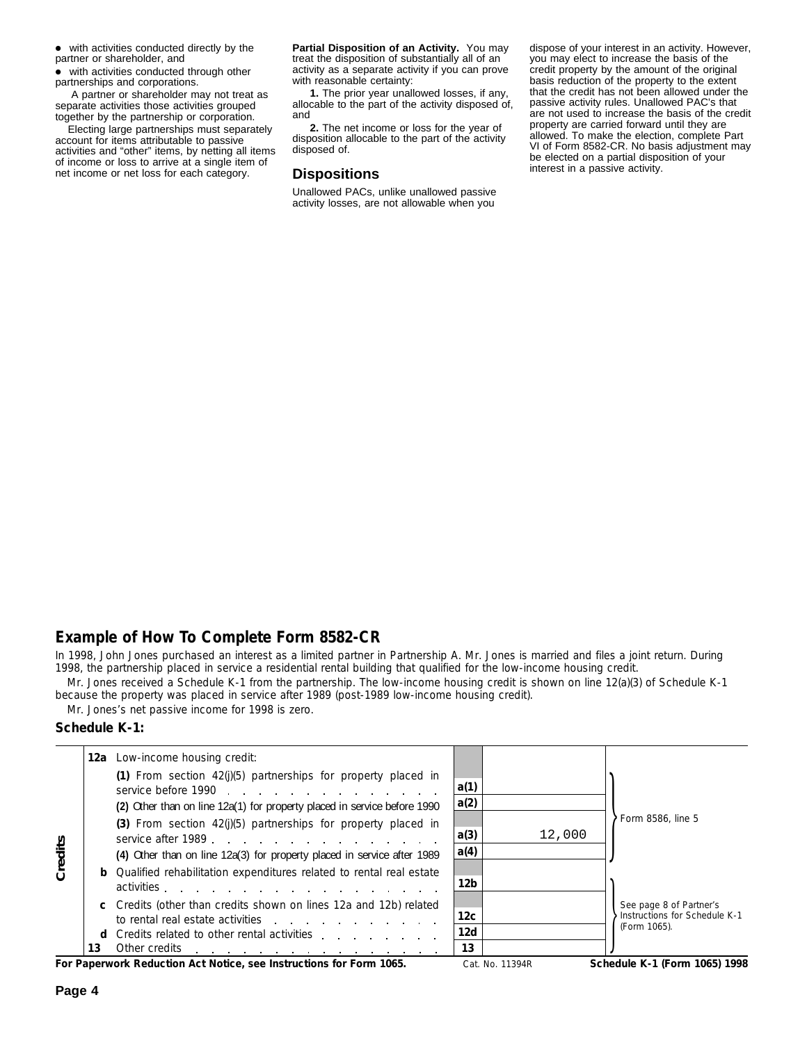- with activities conducted directly by the partner or shareholder, and
- with activities conducted through other partnerships and corporations.

A partner or shareholder may not treat as separate activities those activities grouped together by the partnership or corporation.

Electing large partnerships must separately account for items attributable to passive activities and "other" items, by netting all items of income or loss to arrive at a single item of net income or net loss for each category.

**Partial Disposition of an Activity.** You may treat the disposition of substantially all of an activity as a separate activity if you can prove with reasonable certainty:

**1.** The prior year unallowed losses, if any, allocable to the part of the activity disposed of, and

**2.** The net income or loss for the year of disposition allocable to the part of the activity disposed of.

## Dispositions

Unallowed PACs, unlike unallowed passive activity losses, are not allowable when you dispose of your interest in an activity. However, you may elect to increase the basis of the credit property by the amount of the original basis reduction of the property to the extent that the credit has not been allowed under the passive activity rules. Unallowed PAC's that are not used to increase the basis of the credit property are carried forward until they are allowed. To make the election, complete Part VI of Form 8582-CR. No basis adjustment may be elected on a partial disposition of your interest in a passive activity.

## Example of How To Complete Form 8582-CR

In 1998, John Jones purchased an interest as a limited partner in Partnership A. Mr. Jones is married and files a joint return. During 1998, the partnership placed in service a residential rental building that qualified for the low-income housing credit.

Mr. Jones received a Schedule K-1 from the partnership. The low-income housing credit is shown on line 12(a)(3) of Schedule K-1 because the property was placed in service after 1989 (post-1989 low-income housing credit).

Mr. Jones's net passive income for 1998 is zero.

### Schedule K-1:

| | | | | | |
|---|---|---|---|---|---|
| Credits | **12a** | Low-income housing credit: | | | |
| | | **(1)** From section 42(j)(5) partnerships for property placed in service before 1990 | a(1) | | Form 8586, line 5 |
| | | **(2)** Other than on line 12a(1) for property placed in service before 1990 | a(2) | | |
| | | **(3)** From section 42(j)(5) partnerships for property placed in service after 1989 | a(3) | 12,000 | |
| | | **(4)** Other than on line 12a(3) for property placed in service after 1989 | a(4) | | |
| | **b** | Qualified rehabilitation expenditures related to rental real estate activities | 12b | | See page 8 of Partner's Instructions for Schedule K-1 (Form 1065). |
| | **c** | Credits (other than credits shown on lines 12a and 12b) related to rental real estate activities | 12c | | |
| | **d** | Credits related to other rental activities | 12d | | |
| | **13** | Other credits | 13 | | |

**For Paperwork Reduction Act Notice, see Instructions for Form 1065.** Cat. No. 11394R **Schedule K-1 (Form 1065) 1998**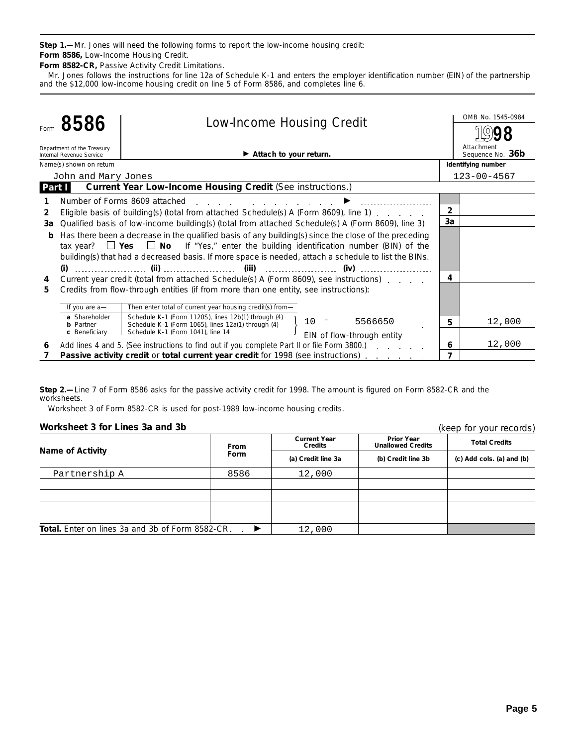**Step 1.—** Mr. Jones will need the following forms to report the low-income housing credit:

**Form 8586,** Low-Income Housing Credit.

**Form 8582-CR,** Passive Activity Credit Limitations.

Mr. Jones follows the instructions for line 12a of Schedule K-1 and enters the employer identification number (EIN) of the partnership and the $12,000 low-income housing credit on line 5 of Form 8586, and completes line 6.

---

Form **8586**

Department of the Treasury
Internal Revenue Service

# Low-Income Housing Credit

► Attach to your return.

OMB No. 1545-0984

**1998**

Attachment Sequence No. **36b**

Name(s) shown on return: John and Mary Jones

Identifying number: 123-00-4567

**Part I — Current Year Low-Income Housing Credit** (See instructions.)

| | | | |
|---|---|---|---|
| 1 | Number of Forms 8609 attached ► | | |
| 2 | Eligible basis of building(s) (total from attached Schedule(s) A (Form 8609), line 1) | 2 | |
| 3a | Qualified basis of low-income building(s) (total from attached Schedule(s) A (Form 8609), line 3) | 3a | |
| b | Has there been a decrease in the qualified basis of any building(s) since the close of the preceding tax year? ☐ Yes ☐ No If "Yes," enter the building identification number (BIN) of the building(s) that had a decreased basis. If more space is needed, attach a schedule to list the BINs. (i) ........ (ii) ........ (iii) ........ (iv) ........ | | |
| 4 | Current year credit (total from attached Schedule(s) A (Form 8609), see instructions) | 4 | |
| 5 | Credits from flow-through entities (if from more than one entity, see instructions): If you are a— a Shareholder / b Partner / c Beneficiary — Then enter total of current year housing credit(s) from— Schedule K-1 (Form 1120S), lines 12b(1) through (4) / Schedule K-1 (Form 1065), lines 12a(1) through (4) / Schedule K-1 (Form 1041), line 14 — 10 - 5566650 EIN of flow-through entity | 5 | 12,000 |
| 6 | Add lines 4 and 5. (See instructions to find out if you complete Part II or file Form 3800.) | 6 | 12,000 |
| 7 | **Passive activity credit** or **total current year credit** for 1998 (see instructions) | 7 | |

---

**Step 2.—** Line 7 of Form 8586 asks for the passive activity credit for 1998. The amount is figured on Form 8582-CR and the worksheets.

Worksheet 3 of Form 8582-CR is used for post-1989 low-income housing credits.

### Worksheet 3 for Lines 3a and 3b

(keep for your records)

| Name of Activity | From Form | Current Year Credits (a) Credit line 3a | Prior Year Unallowed Credits (b) Credit line 3b | Total Credits (c) Add cols. (a) and (b) |
|---|---|---|---|---|
| Partnership A | 8586 | 12,000 | | |
| | | | | |
| | | | | |
| | | | | |
| | | | | |
| **Total.** Enter on lines 3a and 3b of Form 8582-CR ► | | 12,000 | | |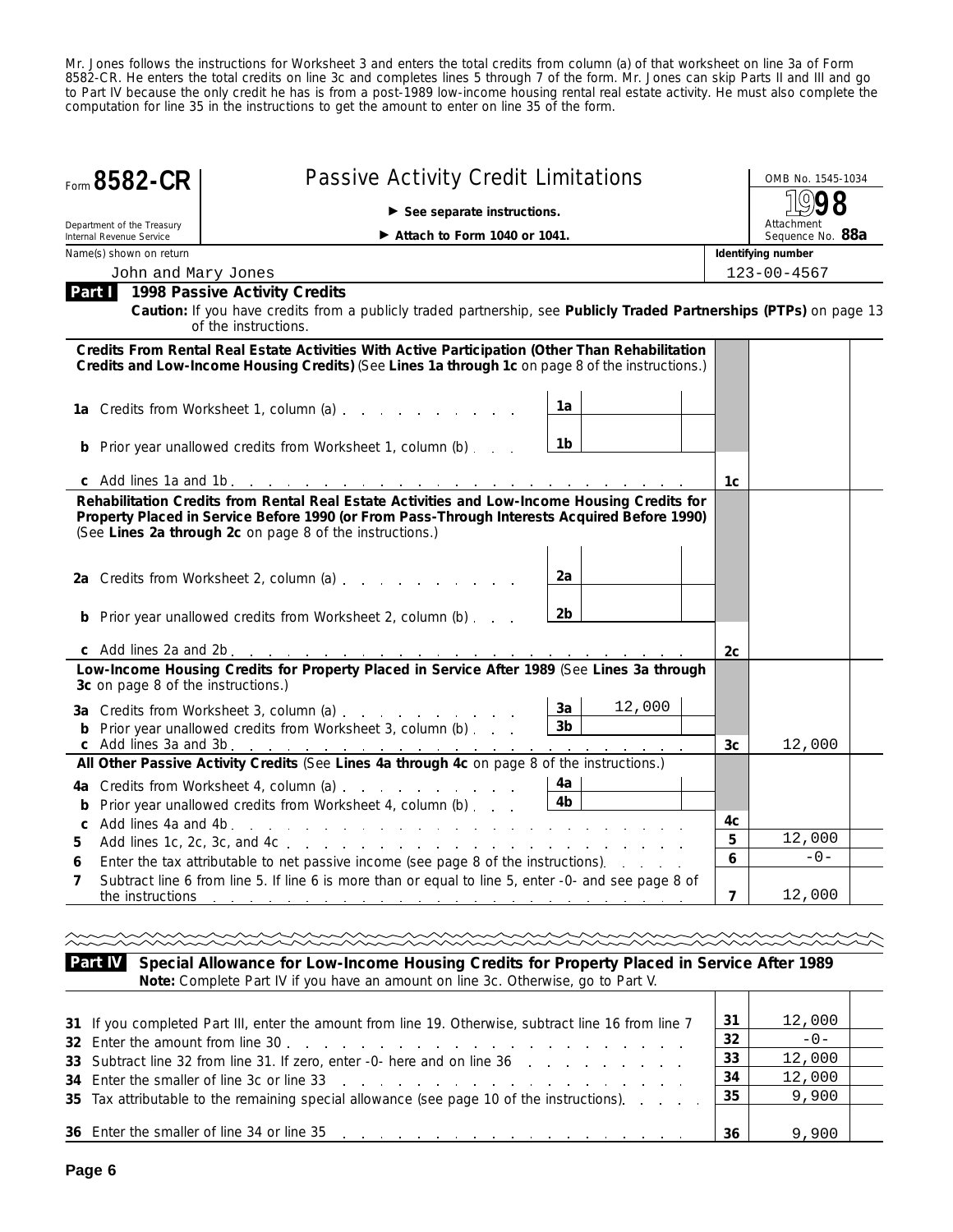Mr. Jones follows the instructions for Worksheet 3 and enters the total credits from column (a) of that worksheet on line 3a of Form 8582-CR. He enters the total credits on line 3c and completes lines 5 through 7 of the form. Mr. Jones can skip Parts II and III and go to Part IV because the only credit he has is from a post-1989 low-income housing rental real estate activity. He must also complete the computation for line 35 in the instructions to get the amount to enter on line 35 of the form.

Form **8582-CR**

Department of the Treasury
Internal Revenue Service

# Passive Activity Credit Limitations

▶ **See separate instructions.**

▶ **Attach to Form 1040 or 1041.**

OMB No. 1545-1034

1998

Attachment Sequence No. **88a**

| Name(s) shown on return | Identifying number |
|---|---|
| John and Mary Jones | 123-00-4567 |

## Part I — 1998 Passive Activity Credits

**Caution:** If you have credits from a publicly traded partnership, see **Publicly Traded Partnerships (PTPs)** on page 13 of the instructions.

| | | | | |
|---|---|---|---|---|
| **Credits From Rental Real Estate Activities With Active Participation (Other Than Rehabilitation Credits and Low-Income Housing Credits)** (See **Lines 1a through 1c** on page 8 of the instructions.) | | | | |
| **1a** Credits from Worksheet 1, column (a) | 1a | | | |
| **b** Prior year unallowed credits from Worksheet 1, column (b) | 1b | | | |
| **c** Add lines 1a and 1b | | | 1c | |
| **Rehabilitation Credits from Rental Real Estate Activities and Low-Income Housing Credits for Property Placed in Service Before 1990 (or From Pass-Through Interests Acquired Before 1990)** (See **Lines 2a through 2c** on page 8 of the instructions.) | | | | |
| **2a** Credits from Worksheet 2, column (a) | 2a | | | |
| **b** Prior year unallowed credits from Worksheet 2, column (b) | 2b | | | |
| **c** Add lines 2a and 2b | | | 2c | |
| **Low-Income Housing Credits for Property Placed in Service After 1989** (See **Lines 3a through 3c** on page 8 of the instructions.) | | | | |
| **3a** Credits from Worksheet 3, column (a) | 3a | 12,000 | | |
| **b** Prior year unallowed credits from Worksheet 3, column (b) | 3b | | | |
| **c** Add lines 3a and 3b | | | 3c | 12,000 |
| **All Other Passive Activity Credits** (See **Lines 4a through 4c** on page 8 of the instructions.) | | | | |
| **4a** Credits from Worksheet 4, column (a) | 4a | | | |
| **b** Prior year unallowed credits from Worksheet 4, column (b) | 4b | | | |
| **c** Add lines 4a and 4b | | | 4c | |
| **5** Add lines 1c, 2c, 3c, and 4c | | | 5 | 12,000 |
| **6** Enter the tax attributable to net passive income (see page 8 of the instructions) | | | 6 | -0- |
| **7** Subtract line 6 from line 5. If line 6 is more than or equal to line 5, enter -0- and see page 8 of the instructions | | | 7 | 12,000 |

## Part IV — Special Allowance for Low-Income Housing Credits for Property Placed in Service After 1989

**Note:** Complete Part IV if you have an amount on line 3c. Otherwise, go to Part V.

| | | |
|---|---|---|
| **31** If you completed Part III, enter the amount from line 19. Otherwise, subtract line 16 from line 7 | 31 | 12,000 |
| **32** Enter the amount from line 30 | 32 | -0- |
| **33** Subtract line 32 from line 31. If zero, enter -0- here and on line 36 | 33 | 12,000 |
| **34** Enter the smaller of line 3c or line 33 | 34 | 12,000 |
| **35** Tax attributable to the remaining special allowance (see page 10 of the instructions) | 35 | 9,900 |
| **36** Enter the smaller of line 34 or line 35 | 36 | 9,900 |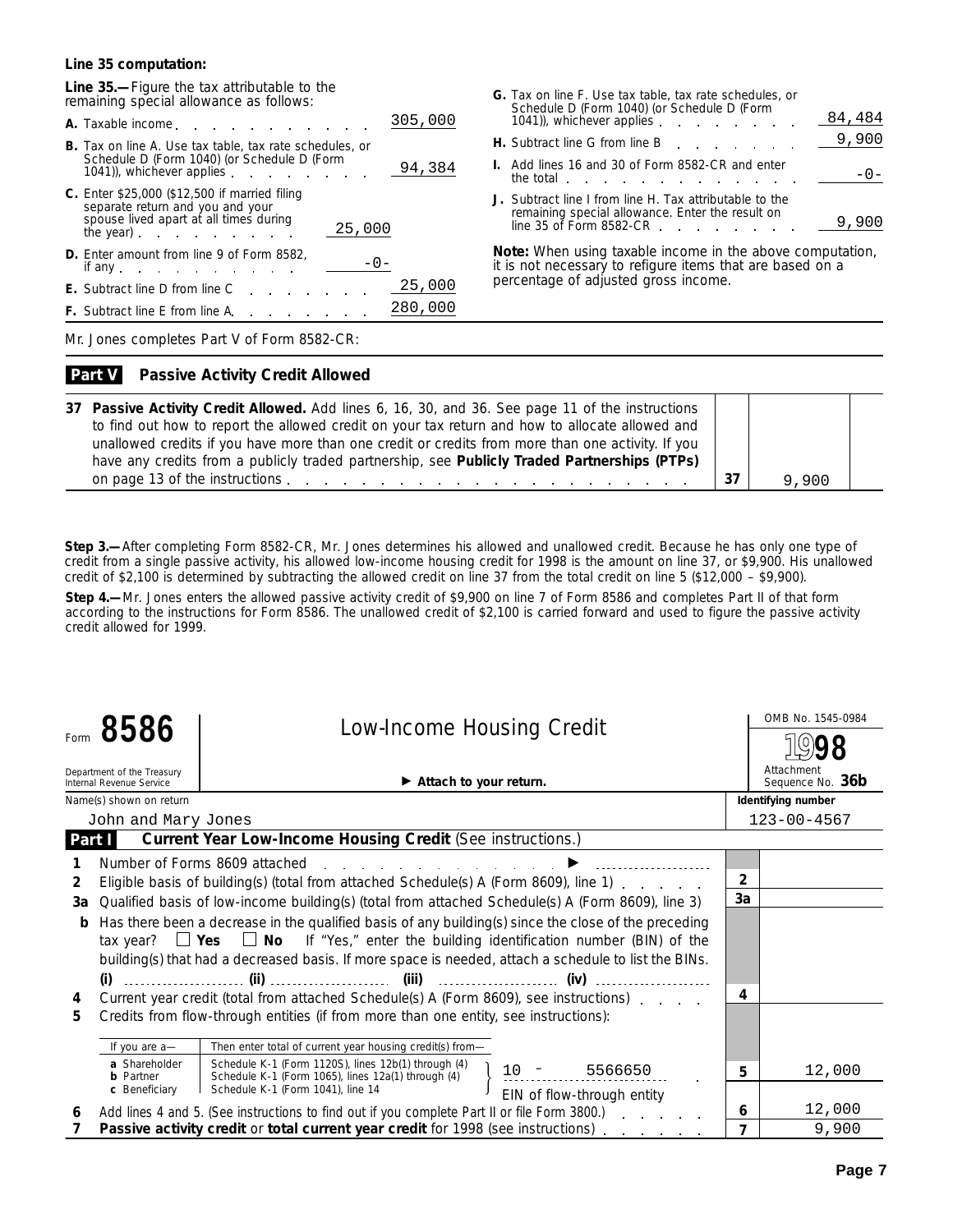**Line 35 computation:**

**Line 35.—**Figure the tax attributable to the remaining special allowance as follows:

| | | |
|---|---|---|
| **A.** Taxable income | | 305,000 |
| **B.** Tax on line A. Use tax table, tax rate schedules, or Schedule D (Form 1040) (or Schedule D (Form 1041)), whichever applies | | 94,384 |
| **C.** Enter $25,000 ($12,500 if married filing separate return and you and your spouse lived apart at all times during the year) | 25,000 | |
| **D.** Enter amount from line 9 of Form 8582, if any | -0- | |
| **E.** Subtract line D from line C | | 25,000 |
| **F.** Subtract line E from line A | | 280,000 |
| **G.** Tax on line F. Use tax table, tax rate schedules, or Schedule D (Form 1040) (or Schedule D (Form 1041)), whichever applies | | 84,484 |
| **H.** Subtract line G from line B | | 9,900 |
| **I.** Add lines 16 and 30 of Form 8582-CR and enter the total | | -0- |
| **J.** Subtract line I from line H. Tax attributable to the remaining special allowance. Enter the result on line 35 of Form 8582-CR | | 9,900 |

**Note:** When using taxable income in the above computation, it is not necessary to refigure items that are based on a percentage of adjusted gross income.

Mr. Jones completes Part V of Form 8582-CR:

**Part V Passive Activity Credit Allowed**

| | | | |
|---|---|---|---|
| **37** | **Passive Activity Credit Allowed.** Add lines 6, 16, 30, and 36. See page 11 of the instructions to find out how to report the allowed credit on your tax return and how to allocate allowed and unallowed credits if you have more than one credit or credits from more than one activity. If you have any credits from a publicly traded partnership, see **Publicly Traded Partnerships (PTPs)** on page 13 of the instructions | 37 | 9,900 |

**Step 3.—**After completing Form 8582-CR, Mr. Jones determines his allowed and unallowed credit. Because he has only one type of credit from a single passive activity, his allowed low-income housing credit for 1998 is the amount on line 37, or $9,900. His unallowed credit of $2,100 is determined by subtracting the allowed credit on line 37 from the total credit on line 5 ($12,000 – $9,900).

**Step 4.—**Mr. Jones enters the allowed passive activity credit of $9,900 on line 7 of Form 8586 and completes Part II of that form according to the instructions for Form 8586. The unallowed credit of $2,100 is carried forward and used to figure the passive activity credit allowed for 1999.

Form **8586** — **Low-Income Housing Credit** — OMB No. 1545-0984 — **1998**

Department of the Treasury, Internal Revenue Service — ► **Attach to your return.** — Attachment Sequence No. **36b**

| Name(s) shown on return | Identifying number |
|---|---|
| John and Mary Jones | 123-00-4567 |

**Part I Current Year Low-Income Housing Credit** (See instructions.)

| | | | |
|---|---|---|---|
| **1** | Number of Forms 8609 attached ► | | |
| **2** | Eligible basis of building(s) (total from attached Schedule(s) A (Form 8609), line 1) | 2 | |
| **3a** | Qualified basis of low-income building(s) (total from attached Schedule(s) A (Form 8609), line 3) | 3a | |
| **b** | Has there been a decrease in the qualified basis of any building(s) since the close of the preceding tax year? ☐ **Yes** ☐ **No** If "Yes," enter the building identification number (BIN) of the building(s) that had a decreased basis. If more space is needed, attach a schedule to list the BINs. **(i)** ______ **(ii)** ______ **(iii)** ______ **(iv)** ______ | | |
| **4** | Current year credit (total from attached Schedule(s) A (Form 8609), see instructions) | 4 | |
| **5** | Credits from flow-through entities (if from more than one entity, see instructions): If you are a— **a** Shareholder: Schedule K-1 (Form 1120S), lines 12b(1) through (4); **b** Partner: Schedule K-1 (Form 1065), lines 12a(1) through (4); **c** Beneficiary: Schedule K-1 (Form 1041), line 14 — Then enter total of current year housing credit(s) from— EIN of flow-through entity: 10 - 5566650 | 5 | 12,000 |
| **6** | Add lines 4 and 5. (See instructions to find out if you complete Part II or file Form 3800.) | 6 | 12,000 |
| **7** | **Passive activity credit** or **total current year credit** for 1998 (see instructions) | 7 | 9,900 |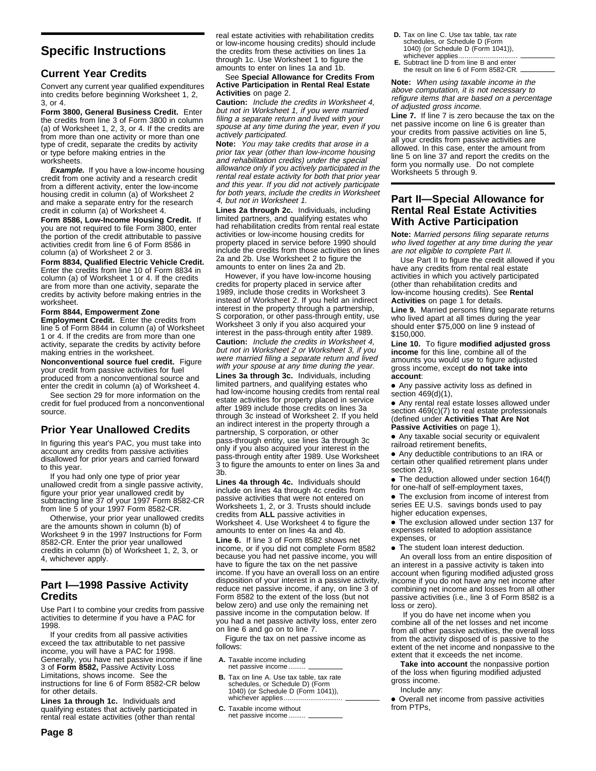## Specific Instructions

### Current Year Credits

Convert any current year qualified expenditures into credits before beginning Worksheet 1, 2, 3, or 4.

**Form 3800, General Business Credit.** Enter the credits from line 3 of Form 3800 in column (a) of Worksheet 1, 2, 3, or 4. If the credits are from more than one activity or more than one type of credit, separate the credits by activity or type before making entries in the worksheets.

***Example.*** If you have a low-income housing credit from one activity and a research credit from a different activity, enter the low-income housing credit in column (a) of Worksheet 2 and make a separate entry for the research credit in column (a) of Worksheet 4.

**Form 8586, Low-Income Housing Credit.** If you are not required to file Form 3800, enter the portion of the credit attributable to passive activities credit from line 6 of Form 8586 in column (a) of Worksheet 2 or 3.

**Form 8834, Qualified Electric Vehicle Credit.** Enter the credits from line 10 of Form 8834 in column (a) of Worksheet 1 or 4. If the credits are from more than one activity, separate the credits by activity before making entries in the worksheet.

**Form 8844, Empowerment Zone Employment Credit.** Enter the credits from line 5 of Form 8844 in column (a) of Worksheet 1 or 4. If the credits are from more than one activity, separate the credits by activity before making entries in the worksheet.

**Nonconventional source fuel credit.** Figure your credit from passive activities for fuel produced from a nonconventional source and enter the credit in column (a) of Worksheet 4.

See section 29 for more information on the credit for fuel produced from a nonconventional source.

### Prior Year Unallowed Credits

In figuring this year's PAC, you must take into account any credits from passive activities disallowed for prior years and carried forward to this year.

If you had only one type of prior year unallowed credit from a single passive activity, figure your prior year unallowed credit by subtracting line 37 of your 1997 Form 8582-CR from line 5 of your 1997 Form 8582-CR.

Otherwise, your prior year unallowed credits are the amounts shown in column (b) of Worksheet 9 in the 1997 Instructions for Form 8582-CR. Enter the prior year unallowed credits in column (b) of Worksheet 1, 2, 3, or 4, whichever apply.

## Part I—1998 Passive Activity Credits

Use Part I to combine your credits from passive activities to determine if you have a PAC for 1998.

If your credits from all passive activities exceed the tax attributable to net passive income, you will have a PAC for 1998. Generally, you have net passive income if line 3 of **Form 8582,** Passive Activity Loss Limitations, shows income. See the instructions for line 6 of Form 8582-CR below for other details.

**Lines 1a through 1c.** Individuals and qualifying estates that actively participated in rental real estate activities (other than rental real estate activities with rehabilitation credits or low-income housing credits) should include the credits from these activities on lines 1a through 1c. Use Worksheet 1 to figure the amounts to enter on lines 1a and 1b.

See **Special Allowance for Credits From Active Participation in Rental Real Estate Activities** on page 2.

***Caution:*** *Include the credits in Worksheet 4, but not in Worksheet 1, if you were married filing a separate return and lived with your spouse at any time during the year, even if you actively participated.*

***Note:*** *You may take credits that arose in a prior tax year (other than low-income housing and rehabilitation credits) under the special allowance only if you actively participated in the rental real estate activity for both that prior year and this year. If you did not actively participate for both years, include the credits in Worksheet 4, but not in Worksheet 1.*

**Lines 2a through 2c.** Individuals, including limited partners, and qualifying estates who had rehabilitation credits from rental real estate activities or low-income housing credits for property placed in service before 1990 should include the credits from those activities on lines 2a and 2b. Use Worksheet 2 to figure the amounts to enter on lines 2a and 2b.

However, if you have low-income housing credits for property placed in service after 1989, include those credits in Worksheet 3 instead of Worksheet 2. If you held an indirect interest in the property through a partnership, S corporation, or other pass-through entity, use Worksheet 3 only if you also acquired your interest in the pass-through entity after 1989.

***Caution:*** *Include the credits in Worksheet 4, but not in Worksheet 2 or Worksheet 3, if you were married filing a separate return and lived with your spouse at any time during the year.*

**Lines 3a through 3c.** Individuals, including limited partners, and qualifying estates who had low-income housing credits from rental real estate activities for property placed in service after 1989 include those credits on lines 3a through 3c instead of Worksheet 2. If you held an indirect interest in the property through a partnership, S corporation, or other pass-through entity, use lines 3a through 3c only if you also acquired your interest in the pass-through entity after 1989. Use Worksheet 3 to figure the amounts to enter on lines 3a and 3b.

**Lines 4a through 4c.** Individuals should include on lines 4a through 4c credits from passive activities that were not entered on Worksheets 1, 2, or 3. Trusts should include credits from **ALL** passive activities in Worksheet 4. Use Worksheet 4 to figure the amounts to enter on lines 4a and 4b.

**Line 6.** If line 3 of Form 8582 shows net income, or if you did not complete Form 8582 because you had net passive income, you will have to figure the tax on the net passive income. If you have an overall loss on an entire disposition of your interest in a passive activity, reduce net passive income, if any, on line 3 of Form 8582 to the extent of the loss (but not below zero) and use only the remaining net passive income in the computation below. If you had a net passive activity loss, enter zero on line 6 and go on to line 7.

Figure the tax on net passive income as follows:

**A.** Taxable income including net passive income ......... \_\_\_\_\_\_\_\_\_\_

**B.** Tax on line A. Use tax table, tax rate schedules, or Schedule D) (Form 1040) (or Schedule D (Form 1041)), whichever applies .............................. \_\_\_\_\_\_\_\_\_\_

**C.** Taxable income without net passive income ......... \_\_\_\_\_\_\_\_\_\_

**D.** Tax on line C. Use tax table, tax rate schedules, or Schedule D (Form 1040) (or Schedule D (Form 1041)), whichever applies .............................. \_\_\_\_\_\_\_\_\_\_

**E.** Subtract line D from line B and enter the result on line 6 of Form 8582-CR. \_\_\_\_\_\_\_\_\_\_

***Note:*** *When using taxable income in the above computation, it is not necessary to refigure items that are based on a percentage of adjusted gross income.*

**Line 7.** If line 7 is zero because the tax on the net passive income on line 6 is greater than your credits from passive activities on line 5, all your credits from passive activities are allowed. In this case, enter the amount from line 5 on line 37 and report the credits on the form you normally use. Do not complete Worksheets 5 through 9.

## Part II—Special Allowance for Rental Real Estate Activities With Active Participation

***Note:*** *Married persons filing separate returns who lived together at any time during the year are not eligible to complete Part II.*

Use Part II to figure the credit allowed if you have any credits from rental real estate activities in which you actively participated (other than rehabilitation credits and low-income housing credits). See **Rental Activities** on page 1 for details.

**Line 9.** Married persons filing separate returns who lived apart at all times during the year should enter $75,000 on line 9 instead of $150,000.

**Line 10.** To figure **modified adjusted gross income** for this line, combine all of the amounts you would use to figure adjusted gross income, except **do not take into account**:

- Any passive activity loss as defined in section 469(d)(1),
- Any rental real estate losses allowed under section 469(c)(7) to real estate professionals (defined under **Activities That Are Not Passive Activities** on page 1),
- Any taxable social security or equivalent railroad retirement benefits,
- Any deductible contributions to an IRA or certain other qualified retirement plans under section 219,
- The deduction allowed under section 164(f) for one-half of self-employment taxes,
- The exclusion from income of interest from series EE U.S. savings bonds used to pay higher education expenses,
- The exclusion allowed under section 137 for expenses related to adoption assistance expenses, or
- The student loan interest deduction.

An overall loss from an entire disposition of an interest in a passive activity is taken into account when figuring modified adjusted gross income if you do not have any net income after combining net income and losses from all other passive activities (i.e., line 3 of Form 8582 is a loss or zero).

If you do have net income when you combine all of the net losses and net income from all other passive activities, the overall loss from the activity disposed of is passive to the extent of the net income and nonpassive to the extent that it exceeds the net income.

**Take into account** the nonpassive portion of the loss when figuring modified adjusted gross income.

Include any:

- Overall net income from passive activities from PTPs,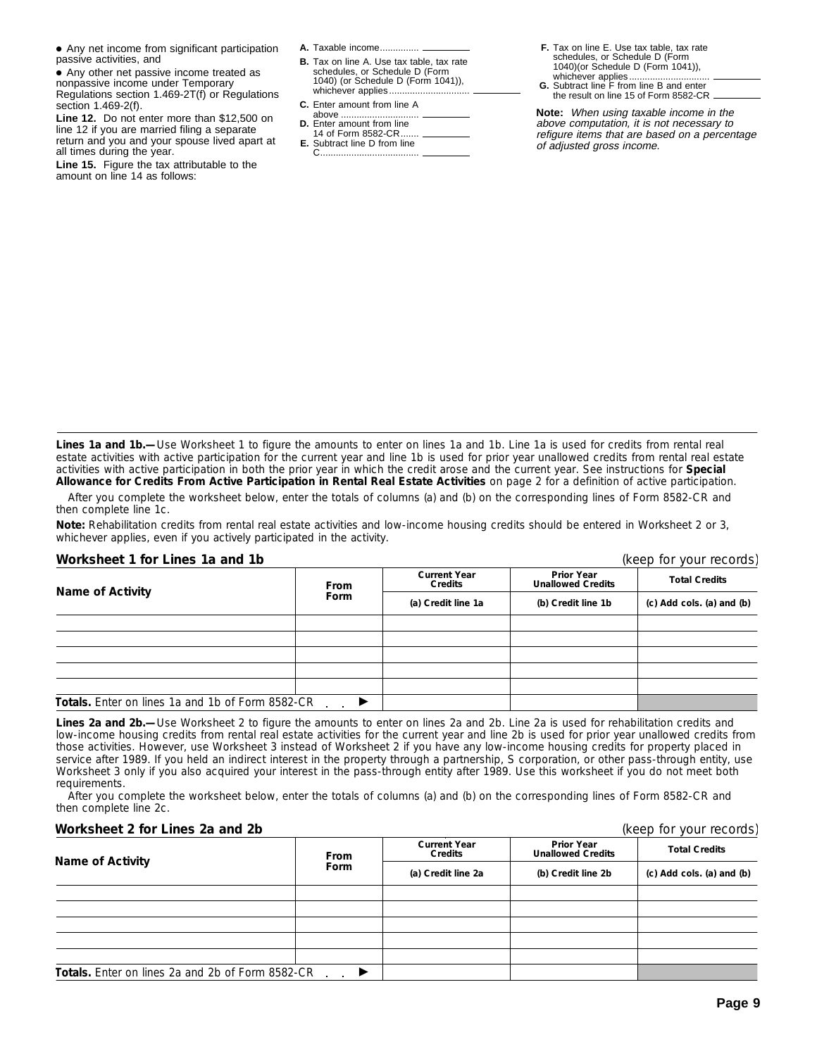- Any net income from significant participation passive activities, and
- Any other net passive income treated as nonpassive income under Temporary Regulations section 1.469-2T(f) or Regulations section 1.469-2(f).

**Line 12.** Do not enter more than $12,500 on line 12 if you are married filing a separate return and you and your spouse lived apart at all times during the year.

**Line 15.** Figure the tax attributable to the amount on line 14 as follows:

**A.** Taxable income.............. ________

**B.** Tax on line A. Use tax table, tax rate schedules, or Schedule D (Form 1040) (or Schedule D (Form 1041)), whichever applies.............................. ________

**C.** Enter amount from line A above ............................. ________

**D.** Enter amount from line 14 of Form 8582-CR....... ________

**E.** Subtract line D from line C...................................... ________

**F.** Tax on line E. Use tax table, tax rate schedules, or Schedule D (Form 1040)(or Schedule D (Form 1041)), whichever applies.............................. ________

**G.** Subtract line F from line B and enter the result on line 15 of Form 8582-CR ________

**Note:** *When using taxable income in the above computation, it is not necessary to refigure items that are based on a percentage of adjusted gross income.*

---

**Lines 1a and 1b.—** Use Worksheet 1 to figure the amounts to enter on lines 1a and 1b. Line 1a is used for credits from rental real estate activities with active participation for the current year and line 1b is used for prior year unallowed credits from rental real estate activities with active participation in both the prior year in which the credit arose and the current year. See instructions for **Special Allowance for Credits From Active Participation in Rental Real Estate Activities** on page 2 for a definition of active participation.

After you complete the worksheet below, enter the totals of columns (a) and (b) on the corresponding lines of Form 8582-CR and then complete line 1c.

**Note:** Rehabilitation credits from rental real estate activities and low-income housing credits should be entered in Worksheet 2 or 3, whichever applies, even if you actively participated in the activity.

### Worksheet 1 for Lines 1a and 1b

(keep for your records)

| Name of Activity | From Form | Current Year Credits | Prior Year Unallowed Credits | Total Credits |
|---|---|---|---|---|
| | | (a) Credit line 1a | (b) Credit line 1b | (c) Add cols. (a) and (b) |
| | | | | |
| | | | | |
| | | | | |
| | | | | |
| | | | | |
| **Totals.** Enter on lines 1a and 1b of Form 8582-CR . . ▶ | | | | |

**Lines 2a and 2b.—** Use Worksheet 2 to figure the amounts to enter on lines 2a and 2b. Line 2a is used for rehabilitation credits and low-income housing credits from rental real estate activities for the current year and line 2b is used for prior year unallowed credits from those activities. However, use Worksheet 3 instead of Worksheet 2 if you have any low-income housing credits for property placed in service after 1989. If you held an indirect interest in the property through a partnership, S corporation, or other pass-through entity, use Worksheet 3 only if you also acquired your interest in the pass-through entity after 1989. Use this worksheet if you do not meet both requirements.

After you complete the worksheet below, enter the totals of columns (a) and (b) on the corresponding lines of Form 8582-CR and then complete line 2c.

### Worksheet 2 for Lines 2a and 2b

(keep for your records)

| Name of Activity | From Form | Current Year Credits | Prior Year Unallowed Credits | Total Credits |
|---|---|---|---|---|
| | | (a) Credit line 2a | (b) Credit line 2b | (c) Add cols. (a) and (b) |
| | | | | |
| | | | | |
| | | | | |
| | | | | |
| | | | | |
| **Totals.** Enter on lines 2a and 2b of Form 8582-CR . . ▶ | | | | |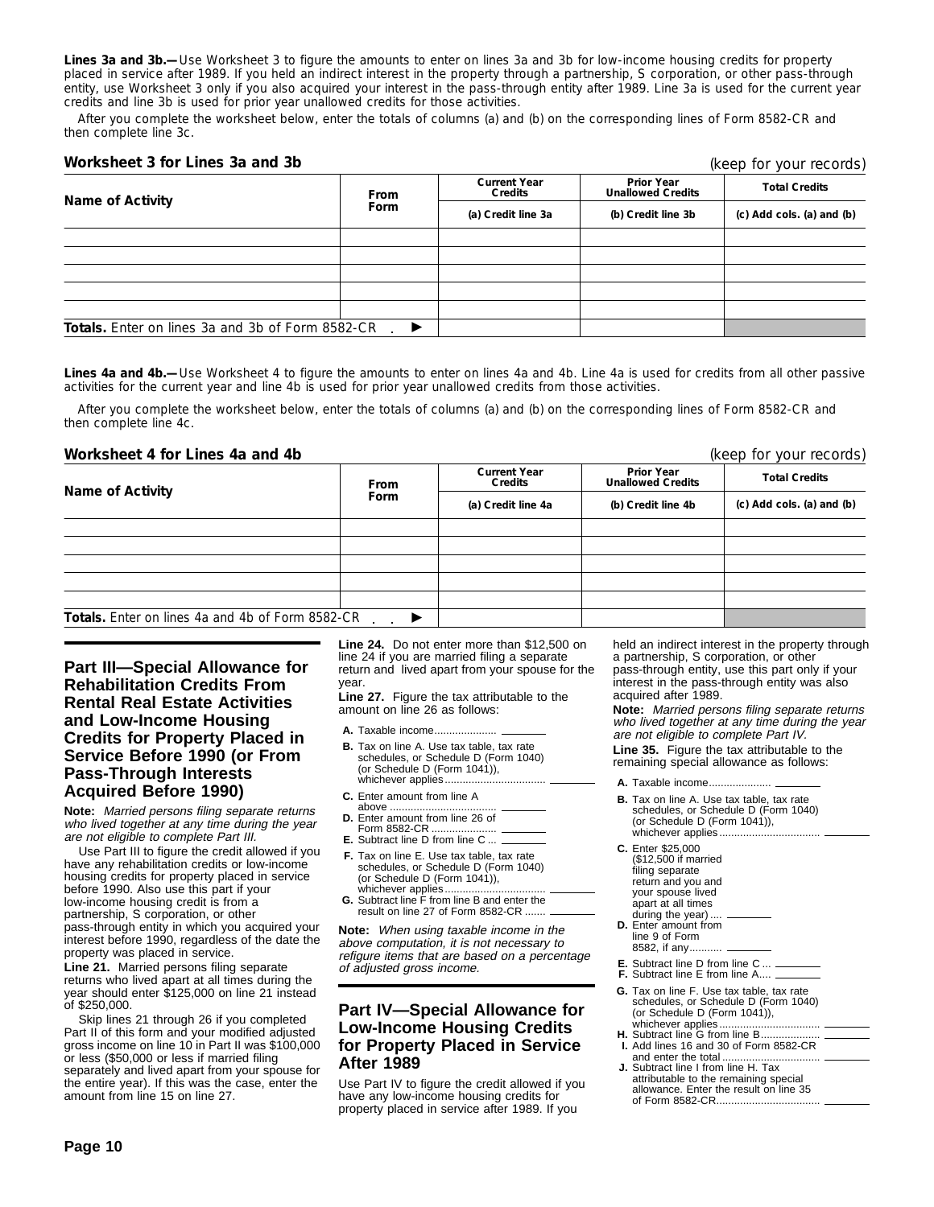**Lines 3a and 3b.—** Use Worksheet 3 to figure the amounts to enter on lines 3a and 3b for low-income housing credits for property placed in service after 1989. If you held an indirect interest in the property through a partnership, S corporation, or other pass-through entity, use Worksheet 3 only if you also acquired your interest in the pass-through entity after 1989. Line 3a is used for the current year credits and line 3b is used for prior year unallowed credits for those activities.

After you complete the worksheet below, enter the totals of columns (a) and (b) on the corresponding lines of Form 8582-CR and then complete line 3c.

**Worksheet 3 for Lines 3a and 3b** (keep for your records)

| Name of Activity | From Form | Current Year Credits (a) Credit line 3a | Prior Year Unallowed Credits (b) Credit line 3b | Total Credits (c) Add cols. (a) and (b) |
|---|---|---|---|---|
| | | | | |
| | | | | |
| | | | | |
| | | | | |
| | | | | |
| **Totals.** Enter on lines 3a and 3b of Form 8582-CR ▶ | | | | |

**Lines 4a and 4b.—** Use Worksheet 4 to figure the amounts to enter on lines 4a and 4b. Line 4a is used for credits from all other passive activities for the current year and line 4b is used for prior year unallowed credits from those activities.

After you complete the worksheet below, enter the totals of columns (a) and (b) on the corresponding lines of Form 8582-CR and then complete line 4c.

**Worksheet 4 for Lines 4a and 4b** (keep for your records)

| Name of Activity | From Form | Current Year Credits (a) Credit line 4a | Prior Year Unallowed Credits (b) Credit line 4b | Total Credits (c) Add cols. (a) and (b) |
|---|---|---|---|---|
| | | | | |
| | | | | |
| | | | | |
| | | | | |
| | | | | |
| **Totals.** Enter on lines 4a and 4b of Form 8582-CR ▶ | | | | |

## Part III—Special Allowance for Rehabilitation Credits From Rental Real Estate Activities and Low-Income Housing Credits for Property Placed in Service Before 1990 (or From Pass-Through Interests Acquired Before 1990)

**Note:** *Married persons filing separate returns who lived together at any time during the year are not eligible to complete Part III.*

Use Part III to figure the credit allowed if you have any rehabilitation credits or low-income housing credits for property placed in service before 1990. Also use this part if your low-income housing credit is from a partnership, S corporation, or other pass-through entity in which you acquired your interest before 1990, regardless of the date the property was placed in service.

**Line 21.** Married persons filing separate returns who lived apart at all times during the year should enter $125,000 on line 21 instead of $250,000.

Skip lines 21 through 26 if you completed Part II of this form and your modified adjusted gross income on line 10 in Part II was $100,000 or less ($50,000 or less if married filing separately and lived apart from your spouse for the entire year). If this was the case, enter the amount from line 15 on line 27.

**Line 24.** Do not enter more than $12,500 on line 24 if you are married filing a separate return and lived apart from your spouse for the year.

**Line 27.** Figure the tax attributable to the amount on line 26 as follows:

- **A.** Taxable income ____
- **B.** Tax on line A. Use tax table, tax rate schedules, or Schedule D (Form 1040) (or Schedule D (Form 1041)), whichever applies ____
- **C.** Enter amount from line A above ____
- **D.** Enter amount from line 26 of Form 8582-CR ____
- **E.** Subtract line D from line C ____
- **F.** Tax on line E. Use tax table, tax rate schedules, or Schedule D (Form 1040) (or Schedule D (Form 1041)), whichever applies ____
- **G.** Subtract line F from line B and enter the result on line 27 of Form 8582-CR ____

**Note:** *When using taxable income in the above computation, it is not necessary to refigure items that are based on a percentage of adjusted gross income.*

## Part IV—Special Allowance for Low-Income Housing Credits for Property Placed in Service After 1989

Use Part IV to figure the credit allowed if you have any low-income housing credits for property placed in service after 1989. If you held an indirect interest in the property through a partnership, S corporation, or other pass-through entity, use this part only if your interest in the pass-through entity was also acquired after 1989.

**Note:** *Married persons filing separate returns who lived together at any time during the year are not eligible to complete Part IV.*

**Line 35.** Figure the tax attributable to the remaining special allowance as follows:

- **A.** Taxable income ____
- **B.** Tax on line A. Use tax table, tax rate schedules, or Schedule D (Form 1040) (or Schedule D (Form 1041)), whichever applies ____
- **C.** Enter $25,000 ($12,500 if married filing separate return and you and your spouse lived apart at all times during the year) ____
- **D.** Enter amount from line 9 of Form 8582, if any ____
- **E.** Subtract line D from line C ____
- **F.** Subtract line E from line A ____
- **G.** Tax on line F. Use tax table, tax rate schedules, or Schedule D (Form 1040) (or Schedule D (Form 1041)), whichever applies ____
- **H.** Subtract line G from line B ____
- **I.** Add lines 16 and 30 of Form 8582-CR and enter the total ____
- **J.** Subtract line I from line H. Tax attributable to the remaining special allowance. Enter the result on line 35 of Form 8582-CR ____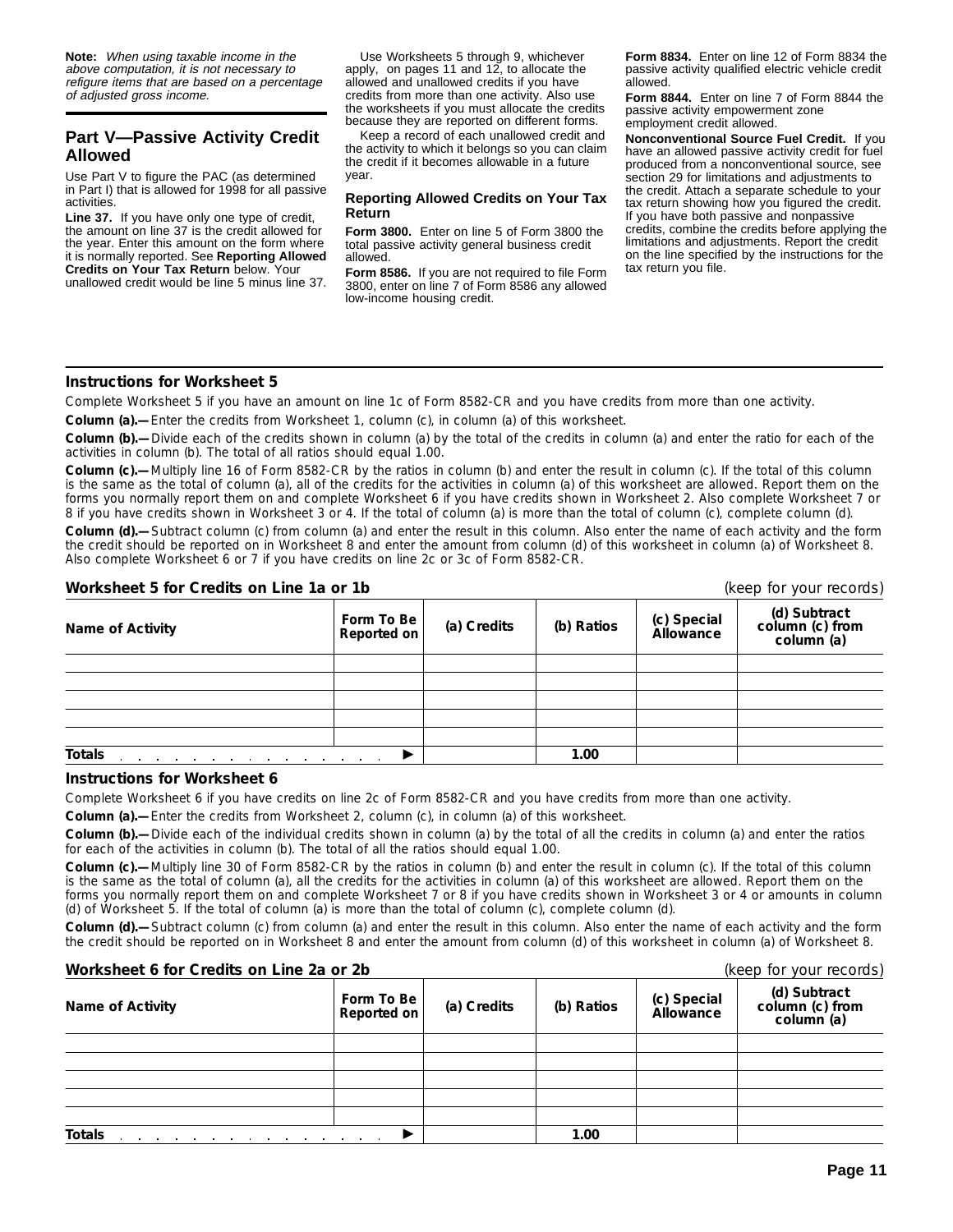**Note:** *When using taxable income in the above computation, it is not necessary to refigure items that are based on a percentage of adjusted gross income.*

## Part V—Passive Activity Credit Allowed

Use Part V to figure the PAC (as determined in Part I) that is allowed for 1998 for all passive activities.

**Line 37.** If you have only one type of credit, the amount on line 37 is the credit allowed for the year. Enter this amount on the form where it is normally reported. See **Reporting Allowed Credits on Your Tax Return** below. Your unallowed credit would be line 5 minus line 37.

Use Worksheets 5 through 9, whichever apply, on pages 11 and 12, to allocate the allowed and unallowed credits if you have credits from more than one activity. Also use the worksheets if you must allocate the credits because they are reported on different forms.

Keep a record of each unallowed credit and the activity to which it belongs so you can claim the credit if it becomes allowable in a future year.

### Reporting Allowed Credits on Your Tax Return

**Form 3800.** Enter on line 5 of Form 3800 the total passive activity general business credit allowed.

**Form 8586.** If you are not required to file Form 3800, enter on line 7 of Form 8586 any allowed low-income housing credit.

**Form 8834.** Enter on line 12 of Form 8834 the passive activity qualified electric vehicle credit allowed.

**Form 8844.** Enter on line 7 of Form 8844 the passive activity empowerment zone employment credit allowed.

**Nonconventional Source Fuel Credit.** If you have an allowed passive activity credit for fuel produced from a nonconventional source, see section 29 for limitations and adjustments to the credit. Attach a separate schedule to your tax return showing how you figured the credit. If you have both passive and nonpassive credits, combine the credits before applying the limitations and adjustments. Report the credit on the line specified by the instructions for the tax return you file.

### Instructions for Worksheet 5

Complete Worksheet 5 if you have an amount on line 1c of Form 8582-CR and you have credits from more than one activity.

**Column (a).—** Enter the credits from Worksheet 1, column (c), in column (a) of this worksheet.

**Column (b).—** Divide each of the credits shown in column (a) by the total of the credits in column (a) and enter the ratio for each of the activities in column (b). The total of all ratios should equal 1.00.

**Column (c).—** Multiply line 16 of Form 8582-CR by the ratios in column (b) and enter the result in column (c). If the total of this column is the same as the total of column (a), all of the credits for the activities in column (a) of this worksheet are allowed. Report them on the forms you normally report them on and complete Worksheet 6 if you have credits shown in Worksheet 2. Also complete Worksheet 7 or 8 if you have credits shown in Worksheet 3 or 4. If the total of column (a) is more than the total of column (c), complete column (d).

**Column (d).—** Subtract column (c) from column (a) and enter the result in this column. Also enter the name of each activity and the form the credit should be reported on in Worksheet 8 and enter the amount from column (d) of this worksheet in column (a) of Worksheet 8. Also complete Worksheet 6 or 7 if you have credits on line 2c or 3c of Form 8582-CR.

**Worksheet 5 for Credits on Line 1a or 1b** (keep for your records)

| Name of Activity | Form To Be Reported on | (a) Credits | (b) Ratios | (c) Special Allowance | (d) Subtract column (c) from column (a) |
|---|---|---|---|---|---|
| | | | | | |
| | | | | | |
| | | | | | |
| | | | | | |
| | | | | | |
| **Totals** ▶ | | | 1.00 | | |

### Instructions for Worksheet 6

Complete Worksheet 6 if you have credits on line 2c of Form 8582-CR and you have credits from more than one activity.

**Column (a).—** Enter the credits from Worksheet 2, column (c), in column (a) of this worksheet.

**Column (b).—** Divide each of the individual credits shown in column (a) by the total of all the credits in column (a) and enter the ratios for each of the activities in column (b). The total of all the ratios should equal 1.00.

**Column (c).—** Multiply line 30 of Form 8582-CR by the ratios in column (b) and enter the result in column (c). If the total of this column is the same as the total of column (a), all the credits for the activities in column (a) of this worksheet are allowed. Report them on the forms you normally report them on and complete Worksheet 7 or 8 if you have credits shown in Worksheet 3 or 4 or amounts in column (d) of Worksheet 5. If the total of column (a) is more than the total of column (c), complete column (d).

**Column (d).—** Subtract column (c) from column (a) and enter the result in this column. Also enter the name of each activity and the form the credit should be reported on in Worksheet 8 and enter the amount from column (d) of this worksheet in column (a) of Worksheet 8.

**Worksheet 6 for Credits on Line 2a or 2b** (keep for your records)

| Name of Activity | Form To Be Reported on | (a) Credits | (b) Ratios | (c) Special Allowance | (d) Subtract column (c) from column (a) |
|---|---|---|---|---|---|
| | | | | | |
| | | | | | |
| | | | | | |
| | | | | | |
| | | | | | |
| **Totals** ▶ | | | 1.00 | | |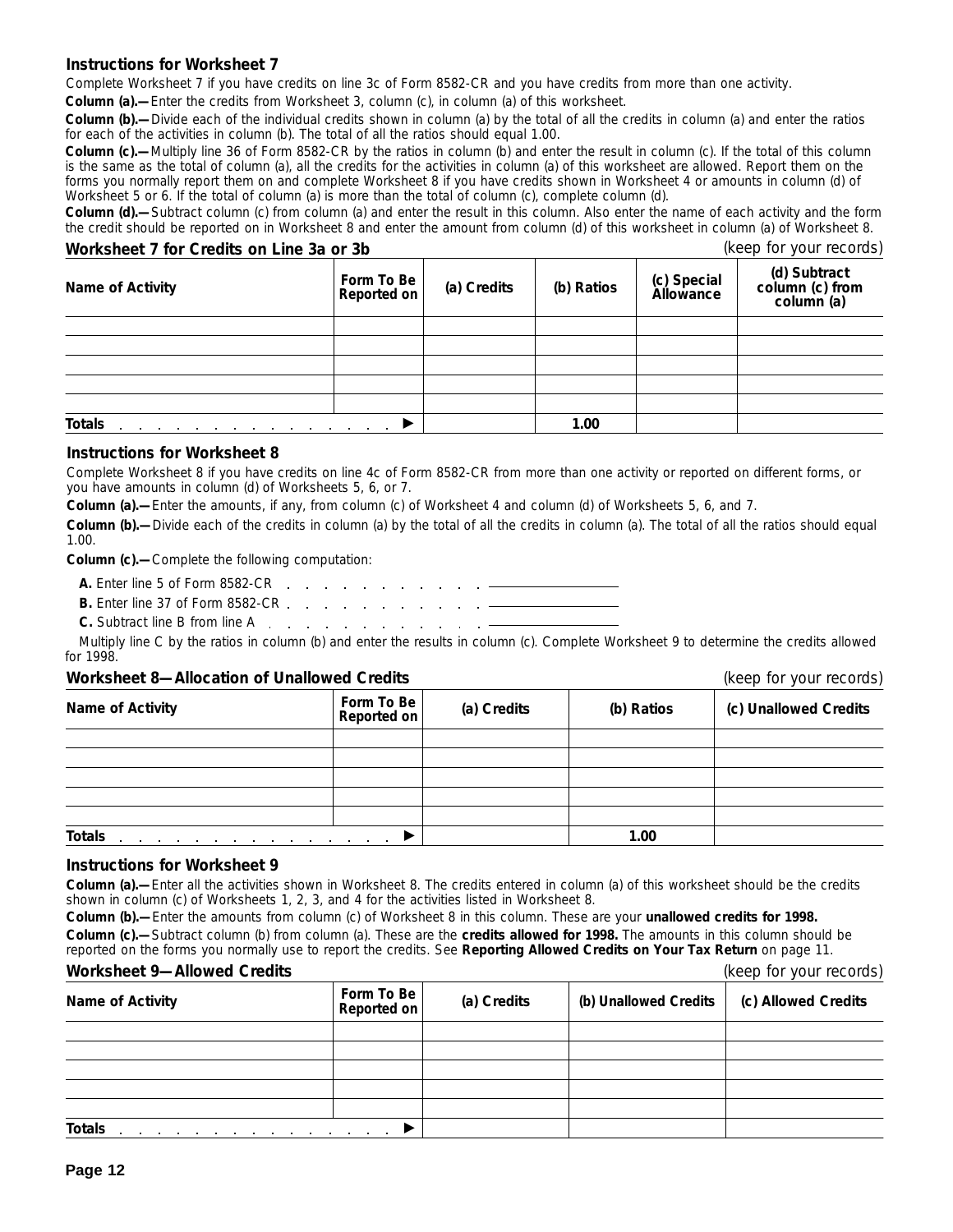### Instructions for Worksheet 7

Complete Worksheet 7 if you have credits on line 3c of Form 8582-CR and you have credits from more than one activity.

**Column (a).—** Enter the credits from Worksheet 3, column (c), in column (a) of this worksheet.

**Column (b).—** Divide each of the individual credits shown in column (a) by the total of all the credits in column (a) and enter the ratios for each of the activities in column (b). The total of all the ratios should equal 1.00.

**Column (c).—** Multiply line 36 of Form 8582-CR by the ratios in column (b) and enter the result in column (c). If the total of this column is the same as the total of column (a), all the credits for the activities in column (a) of this worksheet are allowed. Report them on the forms you normally report them on and complete Worksheet 8 if you have credits shown in Worksheet 4 or amounts in column (d) of Worksheet 5 or 6. If the total of column (a) is more than the total of column (c), complete column (d).

**Column (d).—** Subtract column (c) from column (a) and enter the result in this column. Also enter the name of each activity and the form the credit should be reported on in Worksheet 8 and enter the amount from column (d) of this worksheet in column (a) of Worksheet 8.

### Worksheet 7 for Credits on Line 3a or 3b

*(keep for your records)*

| Name of Activity | Form To Be Reported on | (a) Credits | (b) Ratios | (c) Special Allowance | (d) Subtract column (c) from column (a) |
|---|---|---|---|---|---|
| | | | | | |
| | | | | | |
| | | | | | |
| | | | | | |
| | | | | | |
| **Totals** . . . . . . . . . . . . . . . ▶ | | | 1.00 | | |

### Instructions for Worksheet 8

Complete Worksheet 8 if you have credits on line 4c of Form 8582-CR from more than one activity or reported on different forms, or you have amounts in column (d) of Worksheets 5, 6, or 7.

**Column (a).—** Enter the amounts, if any, from column (c) of Worksheet 4 and column (d) of Worksheets 5, 6, and 7.

**Column (b).—** Divide each of the credits in column (a) by the total of all the credits in column (a). The total of all the ratios should equal 1.00.

**Column (c).—** Complete the following computation:

**A.** Enter line 5 of Form 8582-CR . . . . . . . . . . . . ____________

**B.** Enter line 37 of Form 8582-CR . . . . . . . . . . . . ____________

**C.** Subtract line B from line A . . . . . . . . . . . . ____________

Multiply line C by the ratios in column (b) and enter the results in column (c). Complete Worksheet 9 to determine the credits allowed for 1998.

### Worksheet 8—Allocation of Unallowed Credits

*(keep for your records)*

| Name of Activity | Form To Be Reported on | (a) Credits | (b) Ratios | (c) Unallowed Credits |
|---|---|---|---|---|
| | | | | |
| | | | | |
| | | | | |
| | | | | |
| | | | | |
| **Totals** . . . . . . . . . . . . . . . ▶ | | | 1.00 | |

### Instructions for Worksheet 9

**Column (a).—** Enter all the activities shown in Worksheet 8. The credits entered in column (a) of this worksheet should be the credits shown in column (c) of Worksheets 1, 2, 3, and 4 for the activities listed in Worksheet 8.

**Column (b).—** Enter the amounts from column (c) of Worksheet 8 in this column. These are your **unallowed credits for 1998.**

**Column (c).—** Subtract column (b) from column (a). These are the **credits allowed for 1998.** The amounts in this column should be reported on the forms you normally use to report the credits. See **Reporting Allowed Credits on Your Tax Return** on page 11.

### Worksheet 9—Allowed Credits

*(keep for your records)*

| Name of Activity | Form To Be Reported on | (a) Credits | (b) Unallowed Credits | (c) Allowed Credits |
|---|---|---|---|---|
| | | | | |
| | | | | |
| | | | | |
| | | | | |
| | | | | |
| **Totals** . . . . . . . . . . . . . . . ▶ | | | | |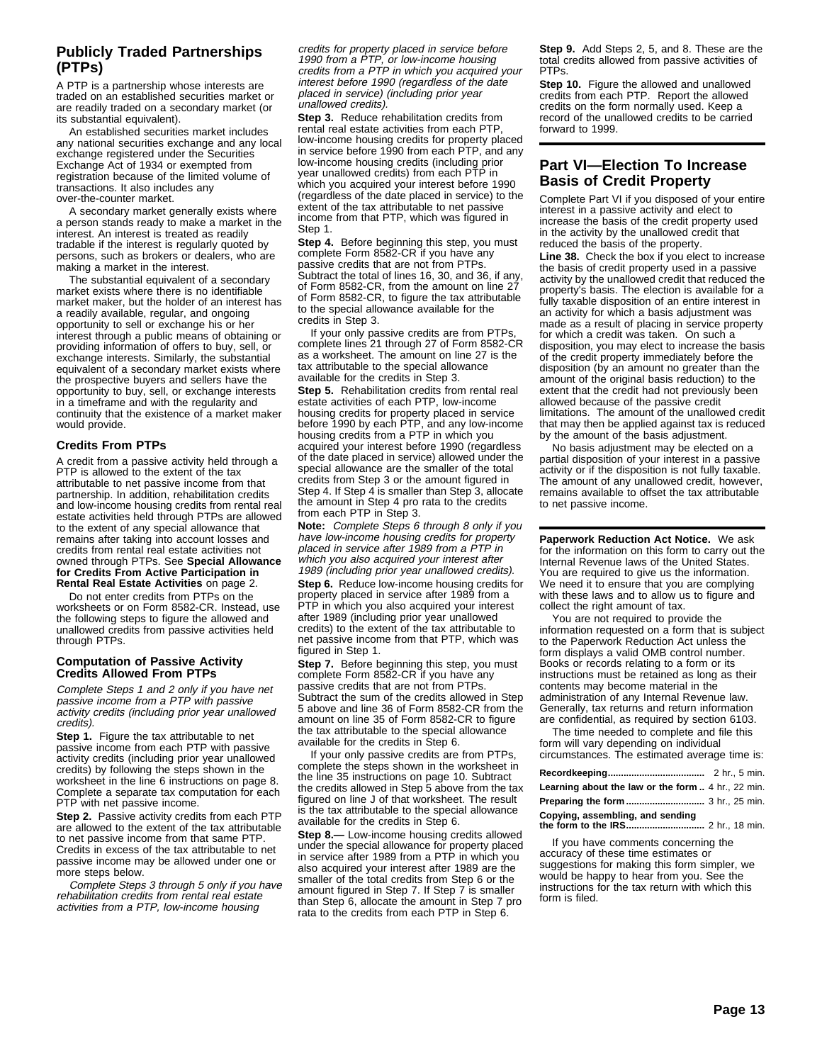## Publicly Traded Partnerships (PTPs)

A PTP is a partnership whose interests are traded on an established securities market or are readily traded on a secondary market (or its substantial equivalent).

An established securities market includes any national securities exchange and any local exchange registered under the Securities Exchange Act of 1934 or exempted from registration because of the limited volume of transactions. It also includes any over-the-counter market.

A secondary market generally exists where a person stands ready to make a market in the interest. An interest is treated as readily tradable if the interest is regularly quoted by persons, such as brokers or dealers, who are making a market in the interest.

The substantial equivalent of a secondary market exists where there is no identifiable market maker, but the holder of an interest has a readily available, regular, and ongoing opportunity to sell or exchange his or her interest through a public means of obtaining or providing information of offers to buy, sell, or exchange interests. Similarly, the substantial equivalent of a secondary market exists where the prospective buyers and sellers have the opportunity to buy, sell, or exchange interests in a timeframe and with the regularity and continuity that the existence of a market maker would provide.

### Credits From PTPs

A credit from a passive activity held through a PTP is allowed to the extent of the tax attributable to net passive income from that partnership. In addition, rehabilitation credits and low-income housing credits from rental real estate activities held through PTPs are allowed to the extent of any special allowance that remains after taking into account losses and credits from rental real estate activities not owned through PTPs. See **Special Allowance for Credits From Active Participation in Rental Real Estate Activities** on page 2.

Do not enter credits from PTPs on the worksheets or on Form 8582-CR. Instead, use the following steps to figure the allowed and unallowed credits from passive activities held through PTPs.

### Computation of Passive Activity Credits Allowed From PTPs

*Complete Steps 1 and 2 only if you have net passive income from a PTP with passive activity credits (including prior year unallowed credits).*

**Step 1.** Figure the tax attributable to net passive income from each PTP with passive activity credits (including prior year unallowed credits) by following the steps shown in the worksheet in the line 6 instructions on page 8. Complete a separate tax computation for each PTP with net passive income.

**Step 2.** Passive activity credits from each PTP are allowed to the extent of the tax attributable to net passive income from that same PTP. Credits in excess of the tax attributable to net passive income may be allowed under one or more steps below.

*Complete Steps 3 through 5 only if you have rehabilitation credits from rental real estate activities from a PTP, low-income housing credits for property placed in service before 1990 from a PTP, or low-income housing credits from a PTP in which you acquired your interest before 1990 (regardless of the date placed in service) (including prior year unallowed credits).*

**Step 3.** Reduce rehabilitation credits from rental real estate activities from each PTP, low-income housing credits for property placed in service before 1990 from each PTP, and any low-income housing credits (including prior year unallowed credits) from each PTP in which you acquired your interest before 1990 (regardless of the date placed in service) to the extent of the tax attributable to net passive income from that PTP, which was figured in Step 1.

**Step 4.** Before beginning this step, you must complete Form 8582-CR if you have any passive credits that are not from PTPs. Subtract the total of lines 16, 30, and 36, if any, of Form 8582-CR, from the amount on line 27 of Form 8582-CR, to figure the tax attributable to the special allowance available for the credits in Step 3.

If your only passive credits are from PTPs, complete lines 21 through 27 of Form 8582-CR as a worksheet. The amount on line 27 is the tax attributable to the special allowance available for the credits in Step 3.

**Step 5.** Rehabilitation credits from rental real estate activities of each PTP, low-income housing credits for property placed in service before 1990 by each PTP, and any low-income housing credits from a PTP in which you acquired your interest before 1990 (regardless of the date placed in service) allowed under the special allowance are the smaller of the total credits from Step 3 or the amount figured in Step 4. If Step 4 is smaller than Step 3, allocate the amount in Step 4 pro rata to the credits from each PTP in Step 3.

**Note:** *Complete Steps 6 through 8 only if you have low-income housing credits for property placed in service after 1989 from a PTP in which you also acquired your interest after 1989 (including prior year unallowed credits).*

**Step 6.** Reduce low-income housing credits for property placed in service after 1989 from a PTP in which you also acquired your interest after 1989 (including prior year unallowed credits) to the extent of the tax attributable to net passive income from that PTP, which was figured in Step 1.

**Step 7.** Before beginning this step, you must complete Form 8582-CR if you have any passive credits that are not from PTPs. Subtract the sum of the credits allowed in Step 5 above and line 36 of Form 8582-CR from the amount on line 35 of Form 8582-CR to figure the tax attributable to the special allowance available for the credits in Step 6.

If your only passive credits are from PTPs, complete the steps shown in the worksheet in the line 35 instructions on page 10. Subtract the credits allowed in Step 5 above from the tax figured on line J of that worksheet. The result is the tax attributable to the special allowance available for the credits in Step 6.

**Step 8.—** Low-income housing credits allowed under the special allowance for property placed in service after 1989 from a PTP in which you also acquired your interest after 1989 are the smaller of the total credits from Step 6 or the amount figured in Step 7. If Step 7 is smaller than Step 6, allocate the amount in Step 7 pro rata to the credits from each PTP in Step 6.

**Step 9.** Add Steps 2, 5, and 8. These are the total credits allowed from passive activities of PTPs.

**Step 10.** Figure the allowed and unallowed credits from each PTP. Report the allowed credits on the form normally used. Keep a record of the unallowed credits to be carried forward to 1999.

## Part VI—Election To Increase Basis of Credit Property

Complete Part VI if you disposed of your entire interest in a passive activity and elect to increase the basis of the credit property used in the activity by the unallowed credit that reduced the basis of the property.

**Line 38.** Check the box if you elect to increase the basis of credit property used in a passive activity by the unallowed credit that reduced the property's basis. The election is available for a fully taxable disposition of an entire interest in an activity for which a basis adjustment was made as a result of placing in service property for which a credit was taken. On such a disposition, you may elect to increase the basis of the credit property immediately before the disposition (by an amount no greater than the amount of the original basis reduction) to the extent that the credit had not previously been allowed because of the passive credit limitations. The amount of the unallowed credit that may then be applied against tax is reduced by the amount of the basis adjustment.

No basis adjustment may be elected on a partial disposition of your interest in a passive activity or if the disposition is not fully taxable. The amount of any unallowed credit, however, remains available to offset the tax attributable to net passive income.

**Paperwork Reduction Act Notice.** We ask for the information on this form to carry out the Internal Revenue laws of the United States. You are required to give us the information. We need it to ensure that you are complying with these laws and to allow us to figure and collect the right amount of tax.

You are not required to provide the information requested on a form that is subject to the Paperwork Reduction Act unless the form displays a valid OMB control number. Books or records relating to a form or its instructions must be retained as long as their contents may become material in the administration of any Internal Revenue law. Generally, tax returns and return information are confidential, as required by section 6103.

The time needed to complete and file this form will vary depending on individual circumstances. The estimated average time is:

| | |
|---|---|
| **Recordkeeping** | 2 hr., 5 min. |
| **Learning about the law or the form** | 4 hr., 22 min. |
| **Preparing the form** | 3 hr., 25 min. |
| **Copying, assembling, and sending the form to the IRS** | 2 hr., 18 min. |

If you have comments concerning the accuracy of these time estimates or suggestions for making this form simpler, we would be happy to hear from you. See the instructions for the tax return with which this form is filed.